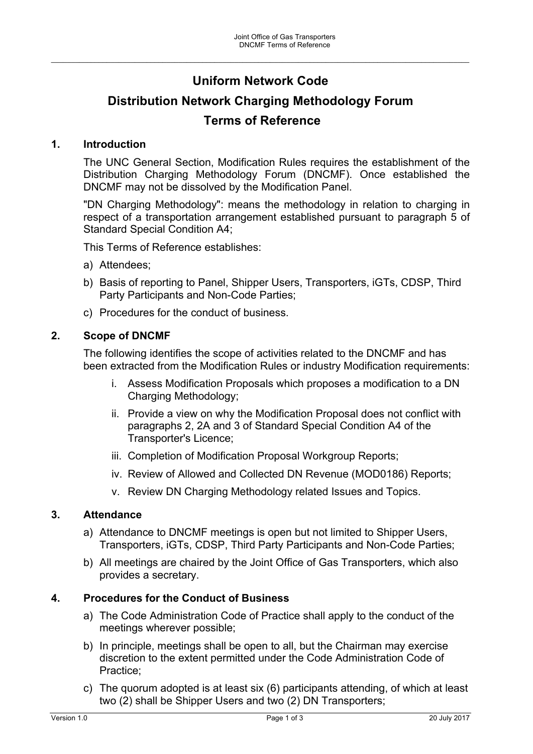# Uniform Network Code

# Distribution Network Charging Methodology Forum

# Terms of Reference

## 1. Introduction

The UNC General Section, Modification Rules requires the establishment of the Distribution Charging Methodology Forum (DNCMF). Once established the DNCMF may not be dissolved by the Modification Panel.

"DN Charging Methodology": means the methodology in relation to charging in respect of a transportation arrangement established pursuant to paragraph 5 of Standard Special Condition A4;

This Terms of Reference establishes:

a) Attendees;

b) Basis of reporting to Panel, Shipper Users, Transporters, iGTs, CDSP, Third Party Participants and Non-Code Parties;

c) Procedures for the conduct of business.

## 2. Scope of DNCMF

The following identifies the scope of activities related to the DNCMF and has been extracted from the Modification Rules or industry Modification requirements:

i. Assess Modification Proposals which proposes a modification to a DN Charging Methodology;

ii. Provide a view on why the Modification Proposal does not conflict with paragraphs 2, 2A and 3 of Standard Special Condition A4 of the Transporter's Licence;

iii. Completion of Modification Proposal Workgroup Reports;

iv. Review of Allowed and Collected DN Revenue (MOD0186) Reports;

v. Review DN Charging Methodology related Issues and Topics.

## 3. Attendance

a) Attendance to DNCMF meetings is open but not limited to Shipper Users, Transporters, iGTs, CDSP, Third Party Participants and Non-Code Parties;

b) All meetings are chaired by the Joint Office of Gas Transporters, which also provides a secretary.

## 4. Procedures for the Conduct of Business

a) The Code Administration Code of Practice shall apply to the conduct of the meetings wherever possible;

b) In principle, meetings shall be open to all, but the Chairman may exercise discretion to the extent permitted under the Code Administration Code of Practice;

c) The quorum adopted is at least six (6) participants attending, of which at least two (2) shall be Shipper Users and two (2) DN Transporters;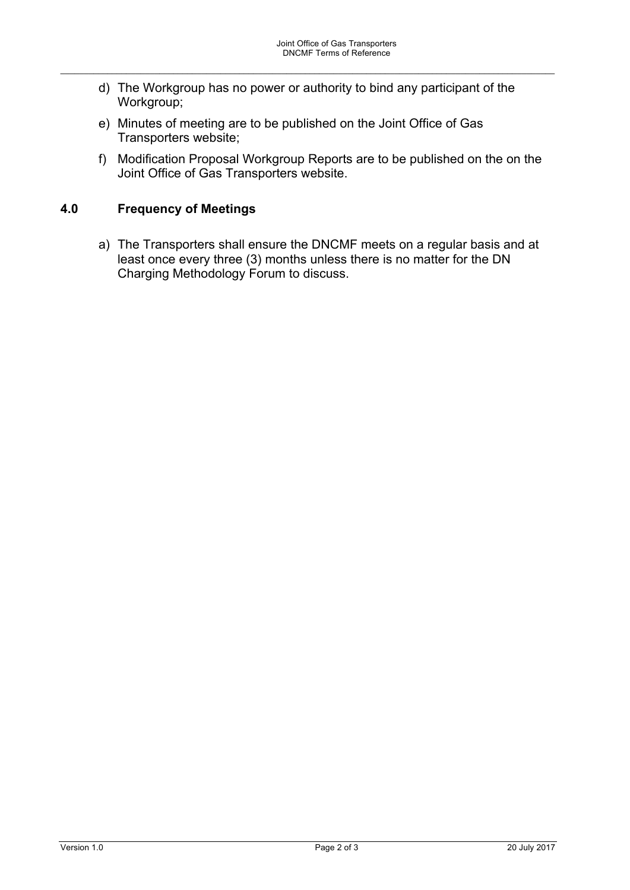d) The Workgroup has no power or authority to bind any participant of the Workgroup;

e) Minutes of meeting are to be published on the Joint Office of Gas Transporters website;

f) Modification Proposal Workgroup Reports are to be published on the on the Joint Office of Gas Transporters website.

## 4.0 Frequency of Meetings

a) The Transporters shall ensure the DNCMF meets on a regular basis and at least once every three (3) months unless there is no matter for the DN Charging Methodology Forum to discuss.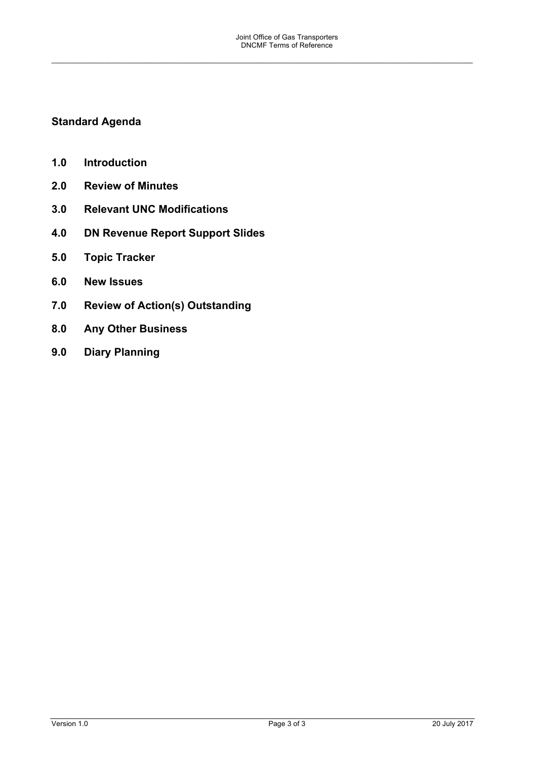## Standard Agenda

**1.0 Introduction**

**2.0 Review of Minutes**

**3.0 Relevant UNC Modifications**

**4.0 DN Revenue Report Support Slides**

**5.0 Topic Tracker**

**6.0 New Issues**

**7.0 Review of Action(s) Outstanding**

**8.0 Any Other Business**

**9.0 Diary Planning**